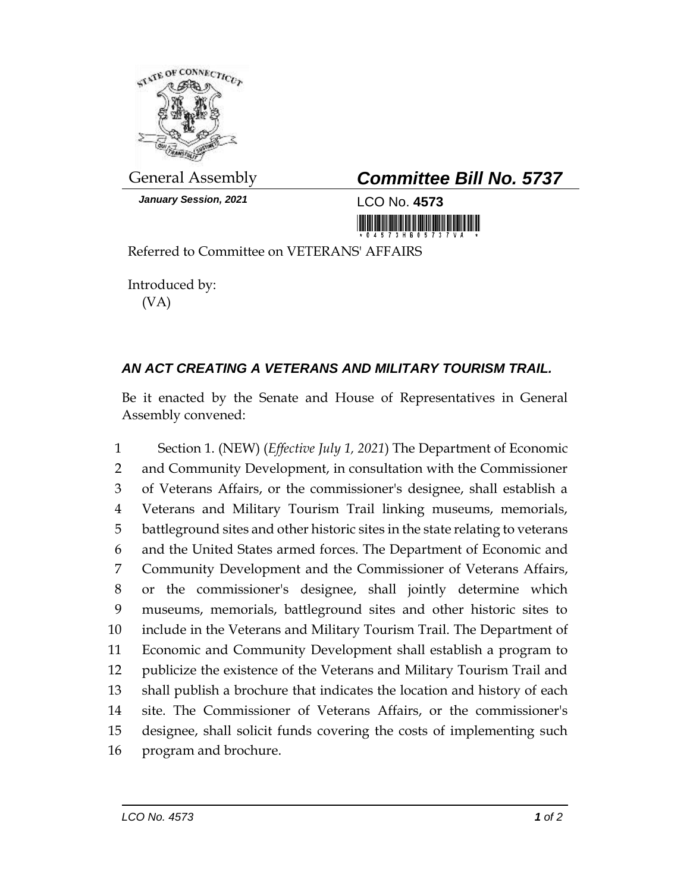General Assembly

***January Session, 2021***

## *Committee Bill No. 5737*

LCO No. **4573**

Referred to Committee on VETERANS' AFFAIRS

Introduced by:
(VA)

### *AN ACT CREATING A VETERANS AND MILITARY TOURISM TRAIL.*

Be it enacted by the Senate and House of Representatives in General Assembly convened:

1 Section 1. (NEW) (*Effective July 1, 2021*) The Department of Economic
2 and Community Development, in consultation with the Commissioner
3 of Veterans Affairs, or the commissioner's designee, shall establish a
4 Veterans and Military Tourism Trail linking museums, memorials,
5 battleground sites and other historic sites in the state relating to veterans
6 and the United States armed forces. The Department of Economic and
7 Community Development and the Commissioner of Veterans Affairs,
8 or the commissioner's designee, shall jointly determine which
9 museums, memorials, battleground sites and other historic sites to
10 include in the Veterans and Military Tourism Trail. The Department of
11 Economic and Community Development shall establish a program to
12 publicize the existence of the Veterans and Military Tourism Trail and
13 shall publish a brochure that indicates the location and history of each
14 site. The Commissioner of Veterans Affairs, or the commissioner's
15 designee, shall solicit funds covering the costs of implementing such
16 program and brochure.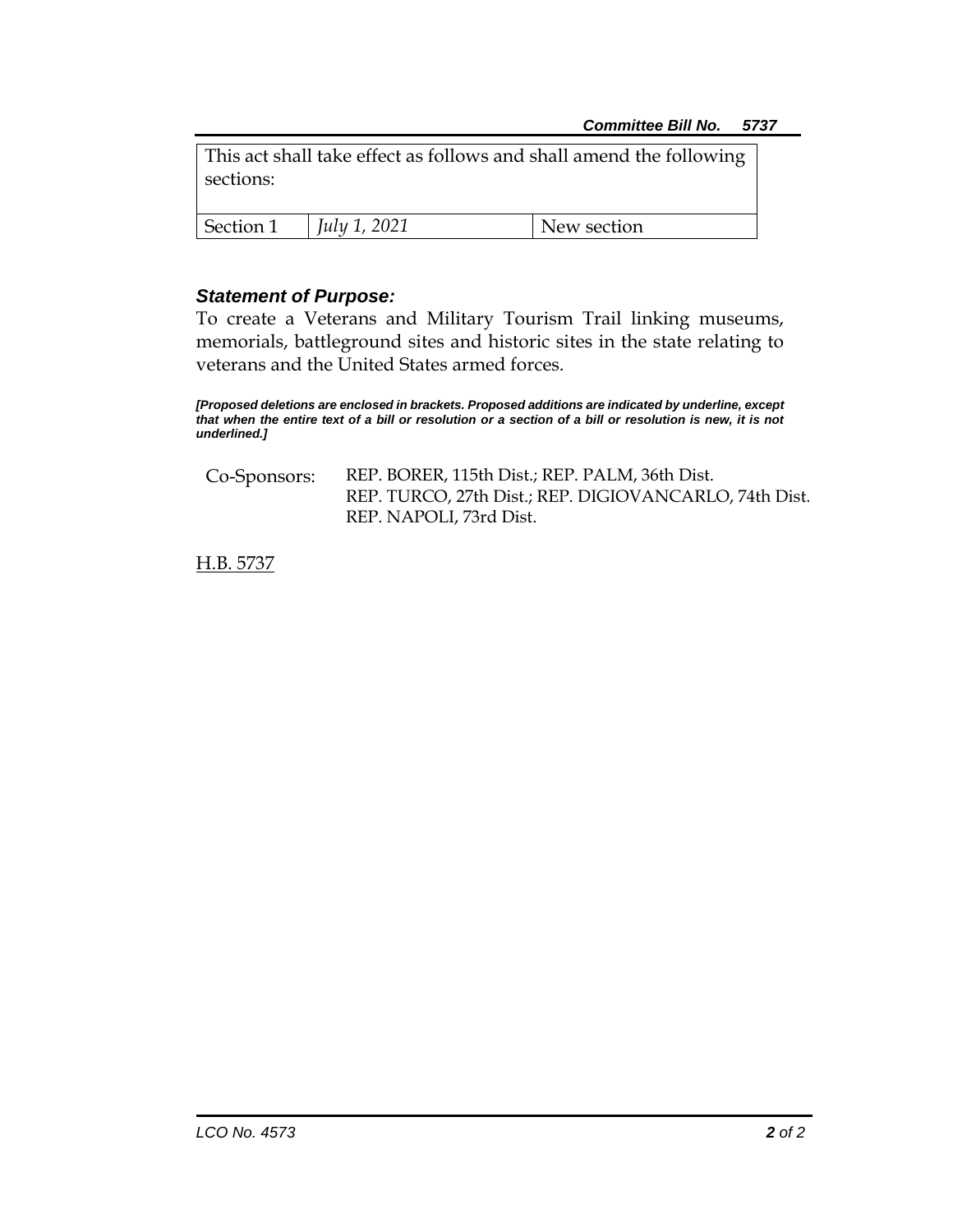This act shall take effect as follows and shall amend the following sections:

| | | |
|---|---|---|
| Section 1 | *July 1, 2021* | New section |

### *Statement of Purpose:*

To create a Veterans and Military Tourism Trail linking museums, memorials, battleground sites and historic sites in the state relating to veterans and the United States armed forces.

***[Proposed deletions are enclosed in brackets. Proposed additions are indicated by underline, except that when the entire text of a bill or resolution or a section of a bill or resolution is new, it is not underlined.]***

Co-Sponsors: REP. BORER, 115th Dist.; REP. PALM, 36th Dist.
REP. TURCO, 27th Dist.; REP. DIGIOVANCARLO, 74th Dist.
REP. NAPOLI, 73rd Dist.

H.B. 5737